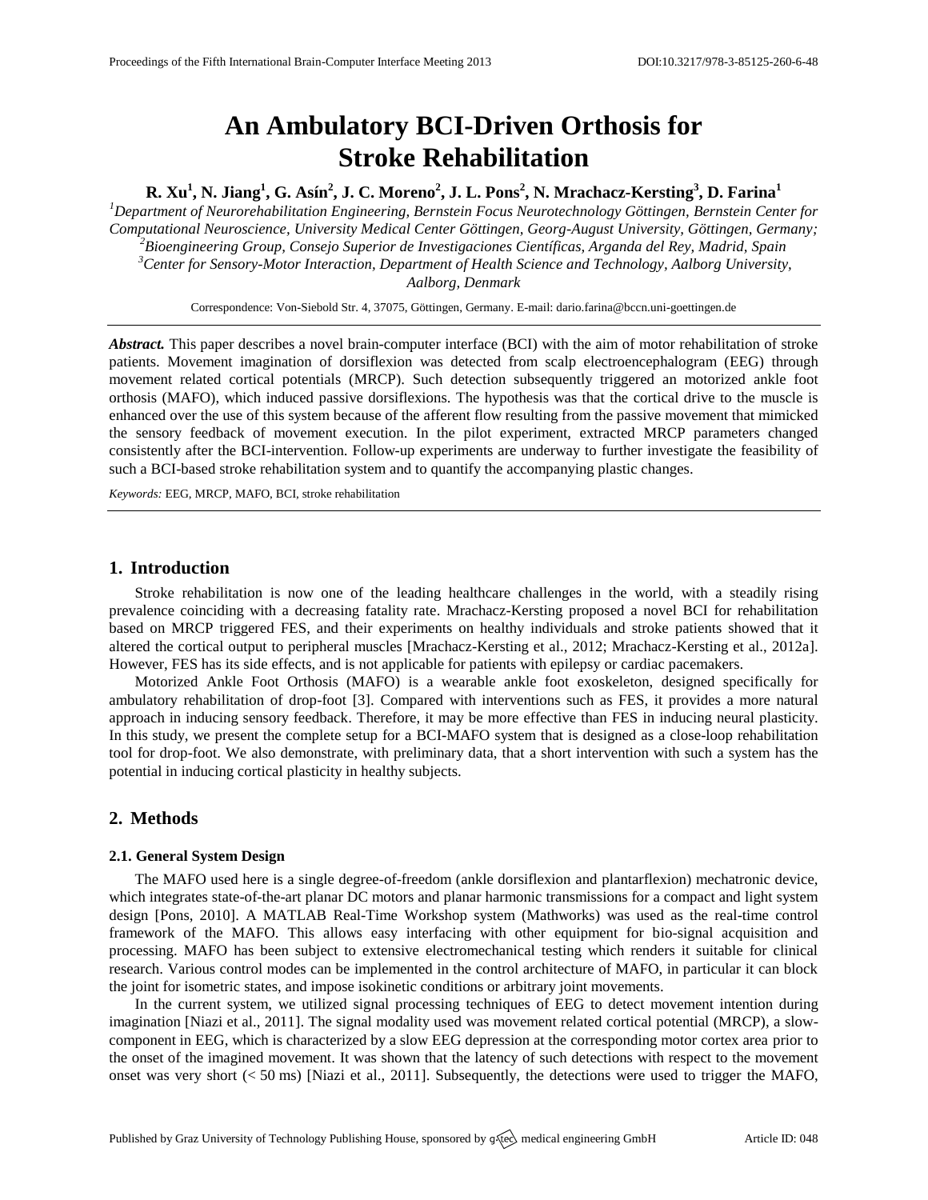# An Ambulatory BCI-Driven Orthosis for Stroke Rehabilitation

**R. Xu[1], N. Jiang[1], G. Asín[2], J. C. Moreno[2], J. L. Pons[2], N. Mrachacz-Kersting[3], D. Farina[1]**

*[1]Department of Neurorehabilitation Engineering, Bernstein Focus Neurotechnology Göttingen, Bernstein Center for Computational Neuroscience, University Medical Center Göttingen, Georg-August University, Göttingen, Germany;*
*[2]Bioengineering Group, Consejo Superior de Investigaciones Científicas, Arganda del Rey, Madrid, Spain*
*[3]Center for Sensory-Motor Interaction, Department of Health Science and Technology, Aalborg University, Aalborg, Denmark*

Correspondence: Von-Siebold Str. 4, 37075, Göttingen, Germany. E-mail: dario.farina@bccn.uni-goettingen.de

***Abstract.*** This paper describes a novel brain-computer interface (BCI) with the aim of motor rehabilitation of stroke patients. Movement imagination of dorsiflexion was detected from scalp electroencephalogram (EEG) through movement related cortical potentials (MRCP). Such detection subsequently triggered an motorized ankle foot orthosis (MAFO), which induced passive dorsiflexions. The hypothesis was that the cortical drive to the muscle is enhanced over the use of this system because of the afferent flow resulting from the passive movement that mimicked the sensory feedback of movement execution. In the pilot experiment, extracted MRCP parameters changed consistently after the BCI-intervention. Follow-up experiments are underway to further investigate the feasibility of such a BCI-based stroke rehabilitation system and to quantify the accompanying plastic changes.

*Keywords:* EEG, MRCP, MAFO, BCI, stroke rehabilitation

## 1. Introduction

Stroke rehabilitation is now one of the leading healthcare challenges in the world, with a steadily rising prevalence coinciding with a decreasing fatality rate. Mrachacz-Kersting proposed a novel BCI for rehabilitation based on MRCP triggered FES, and their experiments on healthy individuals and stroke patients showed that it altered the cortical output to peripheral muscles [Mrachacz-Kersting et al., 2012; Mrachacz-Kersting et al., 2012a]. However, FES has its side effects, and is not applicable for patients with epilepsy or cardiac pacemakers.

Motorized Ankle Foot Orthosis (MAFO) is a wearable ankle foot exoskeleton, designed specifically for ambulatory rehabilitation of drop-foot [3]. Compared with interventions such as FES, it provides a more natural approach in inducing sensory feedback. Therefore, it may be more effective than FES in inducing neural plasticity. In this study, we present the complete setup for a BCI-MAFO system that is designed as a close-loop rehabilitation tool for drop-foot. We also demonstrate, with preliminary data, that a short intervention with such a system has the potential in inducing cortical plasticity in healthy subjects.

## 2. Methods

### 2.1. General System Design

The MAFO used here is a single degree-of-freedom (ankle dorsiflexion and plantarflexion) mechatronic device, which integrates state-of-the-art planar DC motors and planar harmonic transmissions for a compact and light system design [Pons, 2010]. A MATLAB Real-Time Workshop system (Mathworks) was used as the real-time control framework of the MAFO. This allows easy interfacing with other equipment for bio-signal acquisition and processing. MAFO has been subject to extensive electromechanical testing which renders it suitable for clinical research. Various control modes can be implemented in the control architecture of MAFO, in particular it can block the joint for isometric states, and impose isokinetic conditions or arbitrary joint movements.

In the current system, we utilized signal processing techniques of EEG to detect movement intention during imagination [Niazi et al., 2011]. The signal modality used was movement related cortical potential (MRCP), a slow-component in EEG, which is characterized by a slow EEG depression at the corresponding motor cortex area prior to the onset of the imagined movement. It was shown that the latency of such detections with respect to the movement onset was very short (< 50 ms) [Niazi et al., 2011]. Subsequently, the detections were used to trigger the MAFO,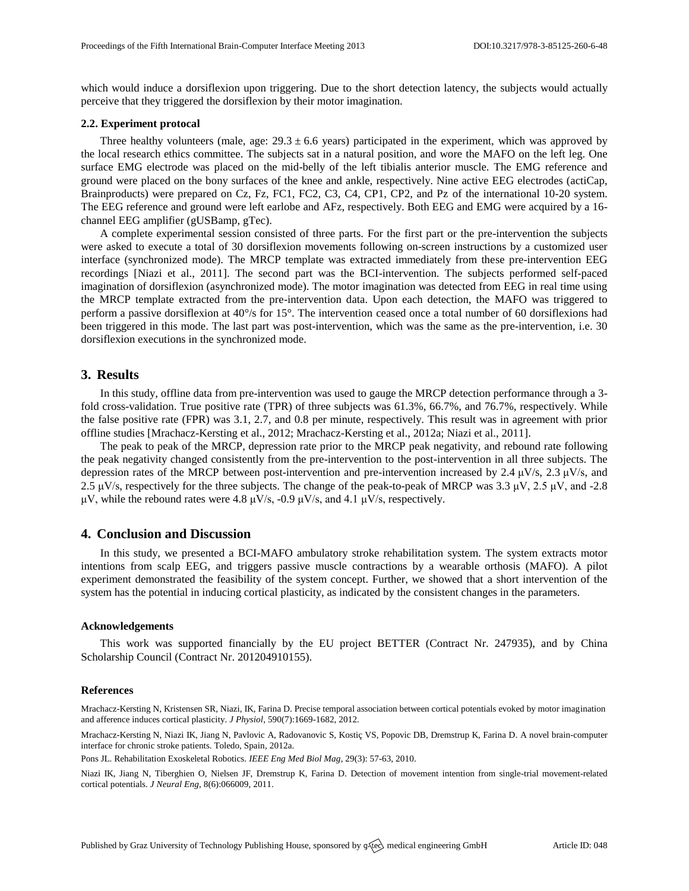which would induce a dorsiflexion upon triggering. Due to the short detection latency, the subjects would actually perceive that they triggered the dorsiflexion by their motor imagination.

### 2.2. Experiment protocal

Three healthy volunteers (male, age: 29.3 ± 6.6 years) participated in the experiment, which was approved by the local research ethics committee. The subjects sat in a natural position, and wore the MAFO on the left leg. One surface EMG electrode was placed on the mid-belly of the left tibialis anterior muscle. The EMG reference and ground were placed on the bony surfaces of the knee and ankle, respectively. Nine active EEG electrodes (actiCap, Brainproducts) were prepared on Cz, Fz, FC1, FC2, C3, C4, CP1, CP2, and Pz of the international 10-20 system. The EEG reference and ground were left earlobe and AFz, respectively. Both EEG and EMG were acquired by a 16-channel EEG amplifier (gUSBamp, gTec).

A complete experimental session consisted of three parts. For the first part or the pre-intervention the subjects were asked to execute a total of 30 dorsiflexion movements following on-screen instructions by a customized user interface (synchronized mode). The MRCP template was extracted immediately from these pre-intervention EEG recordings [Niazi et al., 2011]. The second part was the BCI-intervention. The subjects performed self-paced imagination of dorsiflexion (asynchronized mode). The motor imagination was detected from EEG in real time using the MRCP template extracted from the pre-intervention data. Upon each detection, the MAFO was triggered to perform a passive dorsiflexion at 40°/s for 15°. The intervention ceased once a total number of 60 dorsiflexions had been triggered in this mode. The last part was post-intervention, which was the same as the pre-intervention, i.e. 30 dorsiflexion executions in the synchronized mode.

## 3. Results

In this study, offline data from pre-intervention was used to gauge the MRCP detection performance through a 3-fold cross-validation. True positive rate (TPR) of three subjects was 61.3%, 66.7%, and 76.7%, respectively. While the false positive rate (FPR) was 3.1, 2.7, and 0.8 per minute, respectively. This result was in agreement with prior offline studies [Mrachacz-Kersting et al., 2012; Mrachacz-Kersting et al., 2012a; Niazi et al., 2011].

The peak to peak of the MRCP, depression rate prior to the MRCP peak negativity, and rebound rate following the peak negativity changed consistently from the pre-intervention to the post-intervention in all three subjects. The depression rates of the MRCP between post-intervention and pre-intervention increased by 2.4 μV/s, 2.3 μV/s, and 2.5 μV/s, respectively for the three subjects. The change of the peak-to-peak of MRCP was 3.3 μV, 2.5 μV, and -2.8 μV, while the rebound rates were 4.8 μV/s, -0.9 μV/s, and 4.1 μV/s, respectively.

## 4. Conclusion and Discussion

In this study, we presented a BCI-MAFO ambulatory stroke rehabilitation system. The system extracts motor intentions from scalp EEG, and triggers passive muscle contractions by a wearable orthosis (MAFO). A pilot experiment demonstrated the feasibility of the system concept. Further, we showed that a short intervention of the system has the potential in inducing cortical plasticity, as indicated by the consistent changes in the parameters.

### Acknowledgements

This work was supported financially by the EU project BETTER (Contract Nr. 247935), and by China Scholarship Council (Contract Nr. 201204910155).

### References

Mrachacz-Kersting N, Kristensen SR, Niazi, IK, Farina D. Precise temporal association between cortical potentials evoked by motor imagination and afference induces cortical plasticity. *J Physiol*, 590(7):1669-1682, 2012.

Mrachacz-Kersting N, Niazi IK, Jiang N, Pavlovic A, Radovanovic S, Kostiç VS, Popovic DB, Dremstrup K, Farina D. A novel brain-computer interface for chronic stroke patients. Toledo, Spain, 2012a.

Pons JL. Rehabilitation Exoskeletal Robotics. *IEEE Eng Med Biol Mag*, 29(3): 57-63, 2010.

Niazi IK, Jiang N, Tiberghien O, Nielsen JF, Dremstrup K, Farina D. Detection of movement intention from single-trial movement-related cortical potentials. *J Neural Eng*, 8(6):066009, 2011.